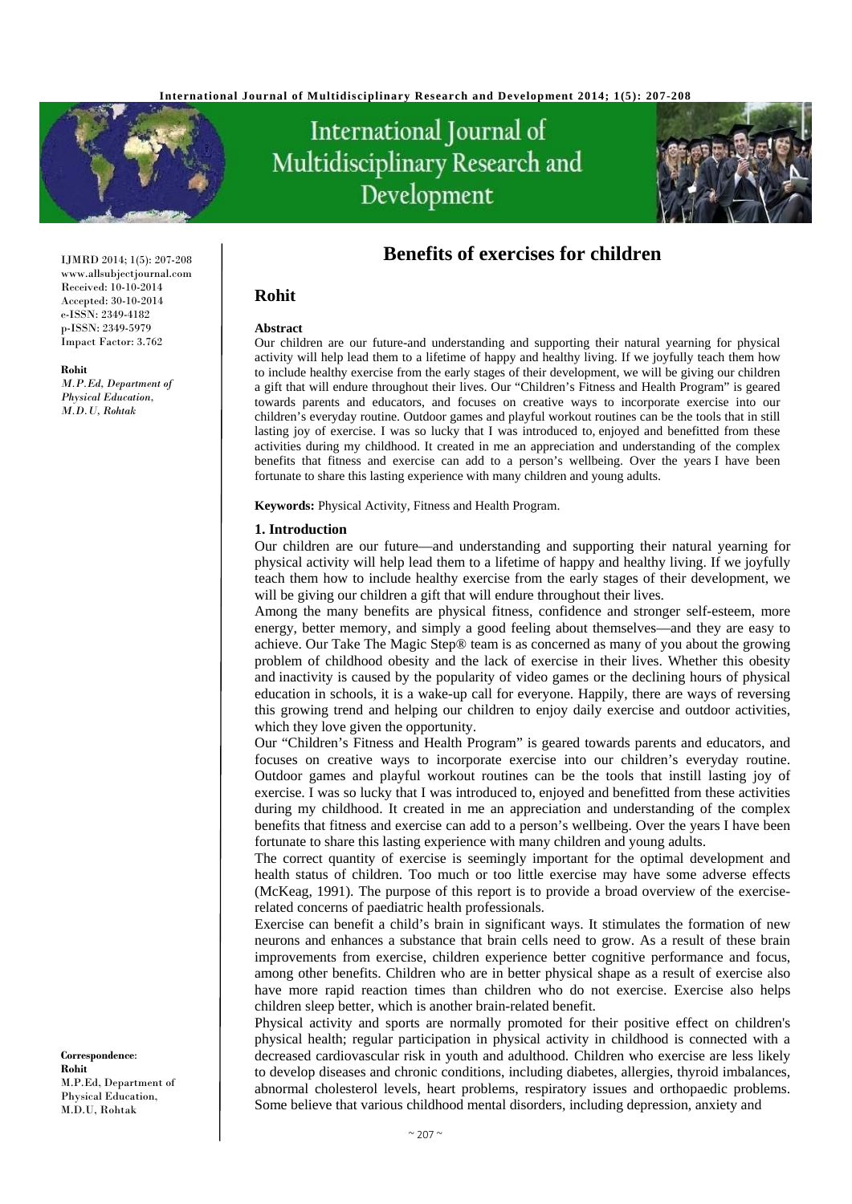# Benefits of exercises for children

## Rohit

IJMRD 2014; 1(5): 207-208
www.allsubjectjournal.com
Received: 10-10-2014
Accepted: 30-10-2014
e-ISSN: 2349-4182
p-ISSN: 2349-5979
Impact Factor: 3.762

**Rohit**
*M.P.Ed, Department of Physical Education, M.D.U, Rohtak*

**Correspondence**:
**Rohit**
M.P.Ed, Department of Physical Education, M.D.U, Rohtak

**Abstract**

Our children are our future-and understanding and supporting their natural yearning for physical activity will help lead them to a lifetime of happy and healthy living. If we joyfully teach them how to include healthy exercise from the early stages of their development, we will be giving our children a gift that will endure throughout their lives. Our "Children's Fitness and Health Program" is geared towards parents and educators, and focuses on creative ways to incorporate exercise into our children's everyday routine. Outdoor games and playful workout routines can be the tools that in still lasting joy of exercise. I was so lucky that I was introduced to, enjoyed and benefitted from these activities during my childhood. It created in me an appreciation and understanding of the complex benefits that fitness and exercise can add to a person's wellbeing. Over the years I have been fortunate to share this lasting experience with many children and young adults.

**Keywords:** Physical Activity, Fitness and Health Program.

### 1. Introduction

Our children are our future—and understanding and supporting their natural yearning for physical activity will help lead them to a lifetime of happy and healthy living. If we joyfully teach them how to include healthy exercise from the early stages of their development, we will be giving our children a gift that will endure throughout their lives.

Among the many benefits are physical fitness, confidence and stronger self-esteem, more energy, better memory, and simply a good feeling about themselves—and they are easy to achieve. Our Take The Magic Step® team is as concerned as many of you about the growing problem of childhood obesity and the lack of exercise in their lives. Whether this obesity and inactivity is caused by the popularity of video games or the declining hours of physical education in schools, it is a wake-up call for everyone. Happily, there are ways of reversing this growing trend and helping our children to enjoy daily exercise and outdoor activities, which they love given the opportunity.

Our "Children's Fitness and Health Program" is geared towards parents and educators, and focuses on creative ways to incorporate exercise into our children's everyday routine. Outdoor games and playful workout routines can be the tools that instill lasting joy of exercise. I was so lucky that I was introduced to, enjoyed and benefitted from these activities during my childhood. It created in me an appreciation and understanding of the complex benefits that fitness and exercise can add to a person's wellbeing. Over the years I have been fortunate to share this lasting experience with many children and young adults.

The correct quantity of exercise is seemingly important for the optimal development and health status of children. Too much or too little exercise may have some adverse effects (McKeag, 1991). The purpose of this report is to provide a broad overview of the exercise-related concerns of paediatric health professionals.

Exercise can benefit a child's brain in significant ways. It stimulates the formation of new neurons and enhances a substance that brain cells need to grow. As a result of these brain improvements from exercise, children experience better cognitive performance and focus, among other benefits. Children who are in better physical shape as a result of exercise also have more rapid reaction times than children who do not exercise. Exercise also helps children sleep better, which is another brain-related benefit.

Physical activity and sports are normally promoted for their positive effect on children's physical health; regular participation in physical activity in childhood is connected with a decreased cardiovascular risk in youth and adulthood. Children who exercise are less likely to develop diseases and chronic conditions, including diabetes, allergies, thyroid imbalances, abnormal cholesterol levels, heart problems, respiratory issues and orthopaedic problems. Some believe that various childhood mental disorders, including depression, anxiety and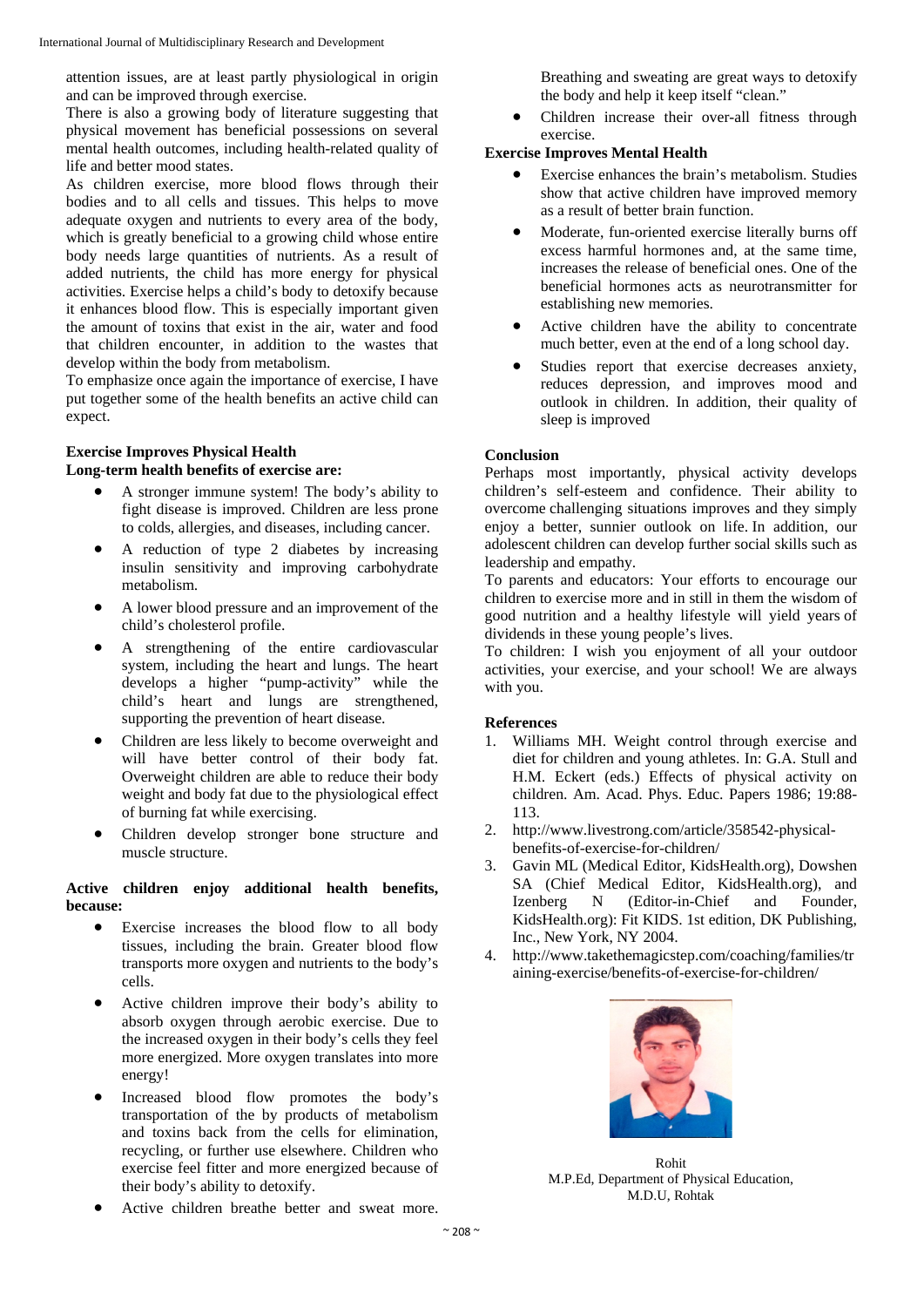attention issues, are at least partly physiological in origin and can be improved through exercise.

There is also a growing body of literature suggesting that physical movement has beneficial possessions on several mental health outcomes, including health-related quality of life and better mood states.

As children exercise, more blood flows through their bodies and to all cells and tissues. This helps to move adequate oxygen and nutrients to every area of the body, which is greatly beneficial to a growing child whose entire body needs large quantities of nutrients. As a result of added nutrients, the child has more energy for physical activities. Exercise helps a child's body to detoxify because it enhances blood flow. This is especially important given the amount of toxins that exist in the air, water and food that children encounter, in addition to the wastes that develop within the body from metabolism.

To emphasize once again the importance of exercise, I have put together some of the health benefits an active child can expect.

**Exercise Improves Physical Health**

**Long-term health benefits of exercise are:**

- A stronger immune system! The body's ability to fight disease is improved. Children are less prone to colds, allergies, and diseases, including cancer.
- A reduction of type 2 diabetes by increasing insulin sensitivity and improving carbohydrate metabolism.
- A lower blood pressure and an improvement of the child's cholesterol profile.
- A strengthening of the entire cardiovascular system, including the heart and lungs. The heart develops a higher "pump-activity" while the child's heart and lungs are strengthened, supporting the prevention of heart disease.
- Children are less likely to become overweight and will have better control of their body fat. Overweight children are able to reduce their body weight and body fat due to the physiological effect of burning fat while exercising.
- Children develop stronger bone structure and muscle structure.

**Active children enjoy additional health benefits, because:**

- Exercise increases the blood flow to all body tissues, including the brain. Greater blood flow transports more oxygen and nutrients to the body's cells.
- Active children improve their body's ability to absorb oxygen through aerobic exercise. Due to the increased oxygen in their body's cells they feel more energized. More oxygen translates into more energy!
- Increased blood flow promotes the body's transportation of the by products of metabolism and toxins back from the cells for elimination, recycling, or further use elsewhere. Children who exercise feel fitter and more energized because of their body's ability to detoxify.
- Active children breathe better and sweat more. Breathing and sweating are great ways to detoxify the body and help it keep itself "clean."
- Children increase their over-all fitness through exercise.

**Exercise Improves Mental Health**

- Exercise enhances the brain's metabolism. Studies show that active children have improved memory as a result of better brain function.
- Moderate, fun-oriented exercise literally burns off excess harmful hormones and, at the same time, increases the release of beneficial ones. One of the beneficial hormones acts as neurotransmitter for establishing new memories.
- Active children have the ability to concentrate much better, even at the end of a long school day.
- Studies report that exercise decreases anxiety, reduces depression, and improves mood and outlook in children. In addition, their quality of sleep is improved

**Conclusion**

Perhaps most importantly, physical activity develops children's self-esteem and confidence. Their ability to overcome challenging situations improves and they simply enjoy a better, sunnier outlook on life. In addition, our adolescent children can develop further social skills such as leadership and empathy.

To parents and educators: Your efforts to encourage our children to exercise more and in still in them the wisdom of good nutrition and a healthy lifestyle will yield years of dividends in these young people's lives.

To children: I wish you enjoyment of all your outdoor activities, your exercise, and your school! We are always with you.

**References**

1. Williams MH. Weight control through exercise and diet for children and young athletes. In: G.A. Stull and H.M. Eckert (eds.) Effects of physical activity on children. Am. Acad. Phys. Educ. Papers 1986; 19:88-113.
2. http://www.livestrong.com/article/358542-physical-benefits-of-exercise-for-children/
3. Gavin ML (Medical Editor, KidsHealth.org), Dowshen SA (Chief Medical Editor, KidsHealth.org), and Izenberg N (Editor-in-Chief and Founder, KidsHealth.org): Fit KIDS. 1st edition, DK Publishing, Inc., New York, NY 2004.
4. http://www.takethemagicstep.com/coaching/families/training-exercise/benefits-of-exercise-for-children/

Rohit
M.P.Ed, Department of Physical Education,
M.D.U, Rohtak